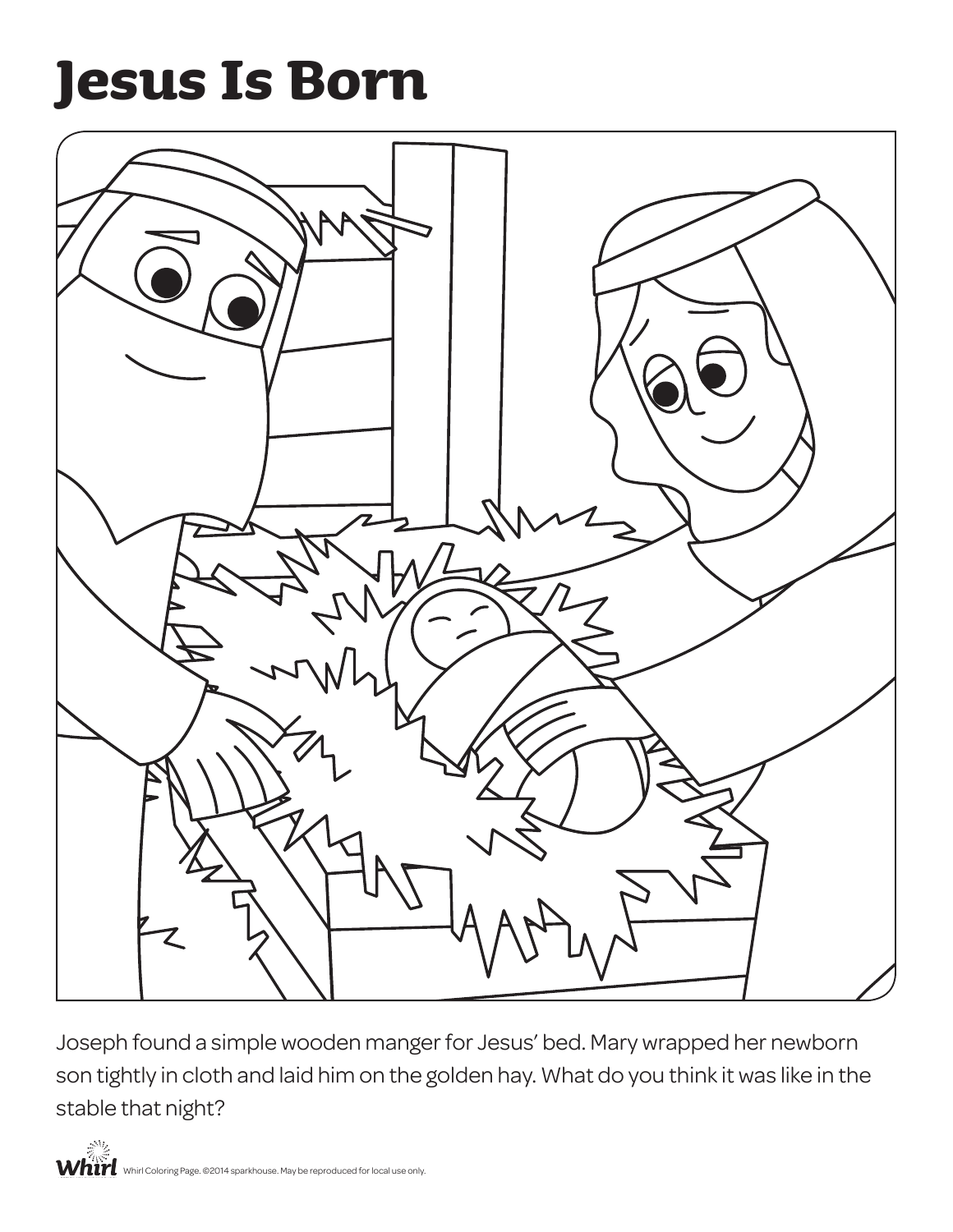# Jesus Is Born

Joseph found a simple wooden manger for Jesus' bed. Mary wrapped her newborn son tightly in cloth and laid him on the golden hay. What do you think it was like in the stable that night?

Whirl Coloring Page. ©2014 sparkhouse. May be reproduced for local use only.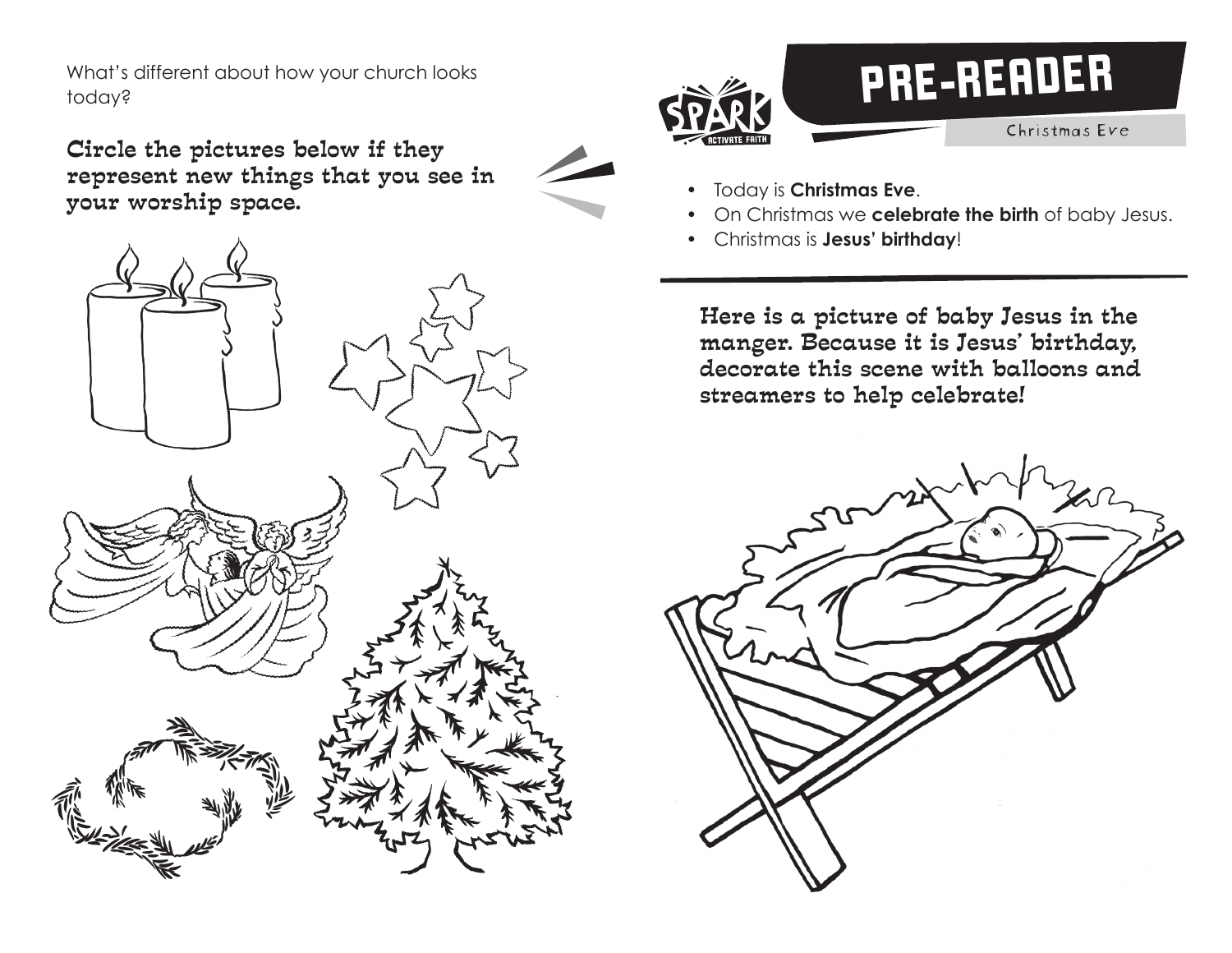What's different about how your church looks today?

**Circle the pictures below if they represent new things that you see in your worship space.**

# PRE-READER

Christmas Eve

- Today is **Christmas Eve**.
- On Christmas we **celebrate the birth** of baby Jesus.
- Christmas is **Jesus' birthday**!

**Here is a picture of baby Jesus in the manger. Because it is Jesus' birthday, decorate this scene with balloons and streamers to help celebrate!**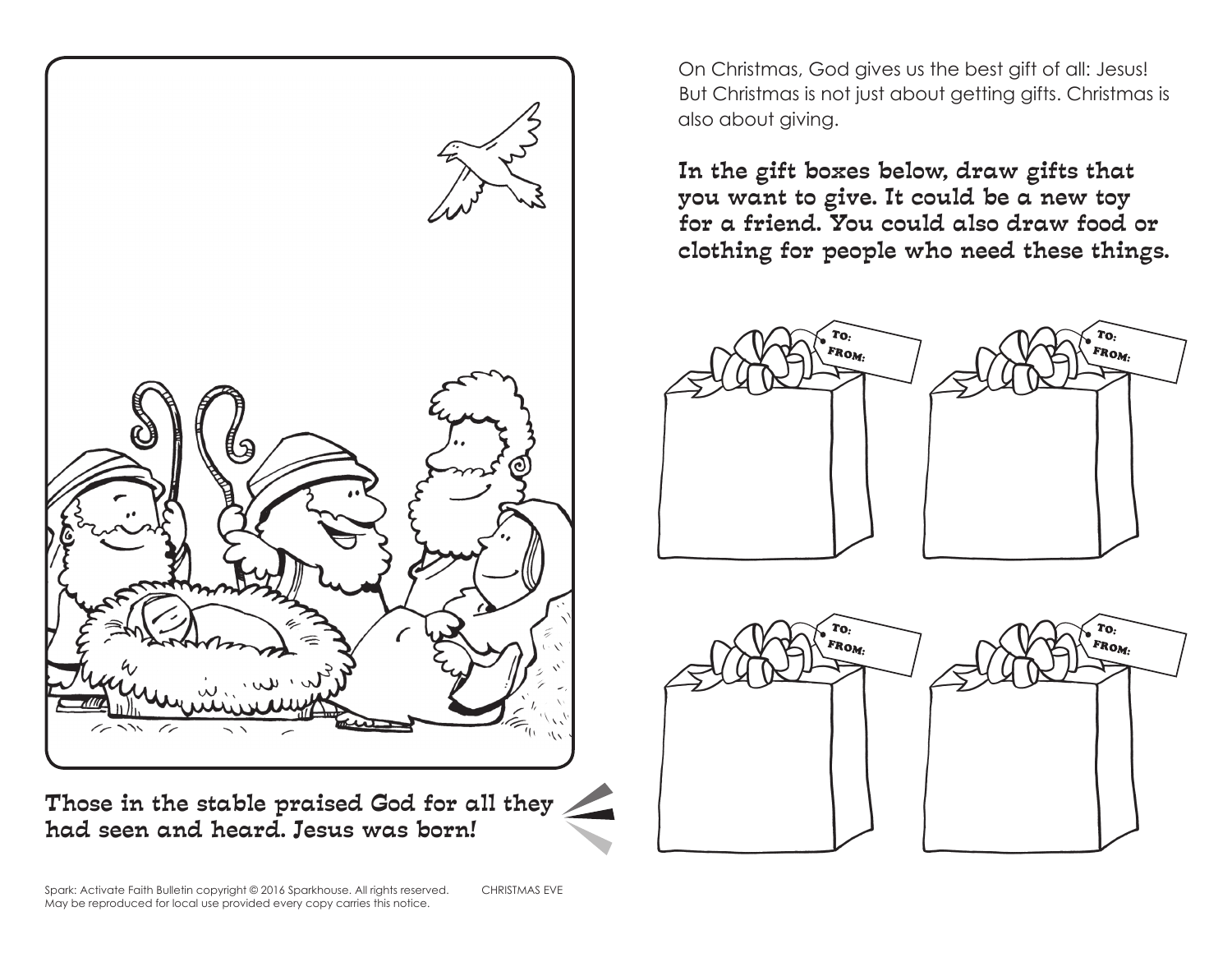Those in the stable praised God for all they had seen and heard. Jesus was born!

On Christmas, God gives us the best gift of all: Jesus! But Christmas is not just about getting gifts. Christmas is also about giving.

**In the gift boxes below, draw gifts that you want to give. It could be a new toy for a friend. You could also draw food or clothing for people who need these things.**

TO:
FROM:

TO:
FROM:

TO:
FROM:

TO:
FROM:

Spark: Activate Faith Bulletin copyright © 2016 Sparkhouse. All rights reserved. May be reproduced for local use provided every copy carries this notice.

CHRISTMAS EVE